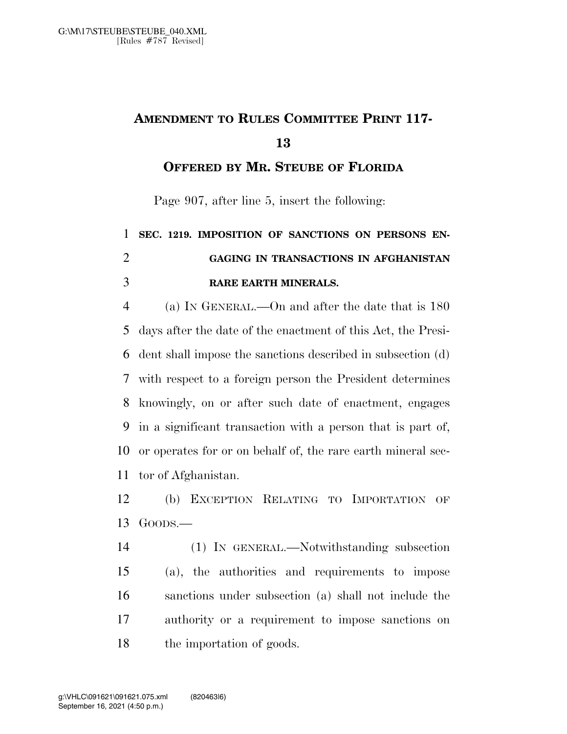# AMENDMENT TO RULES COMMITTEE PRINT 117-13

## OFFERED BY MR. STEUBE OF FLORIDA

Page 907, after line 5, insert the following:

**SEC. 1219. IMPOSITION OF SANCTIONS ON PERSONS ENGAGING IN TRANSACTIONS IN AFGHANISTAN RARE EARTH MINERALS.**

(a) IN GENERAL.—On and after the date that is 180 days after the date of the enactment of this Act, the President shall impose the sanctions described in subsection (d) with respect to a foreign person the President determines knowingly, on or after such date of enactment, engages in a significant transaction with a person that is part of, or operates for or on behalf of, the rare earth mineral sector of Afghanistan.

(b) EXCEPTION RELATING TO IMPORTATION OF GOODS.—

(1) IN GENERAL.—Notwithstanding subsection (a), the authorities and requirements to impose sanctions under subsection (a) shall not include the authority or a requirement to impose sanctions on the importation of goods.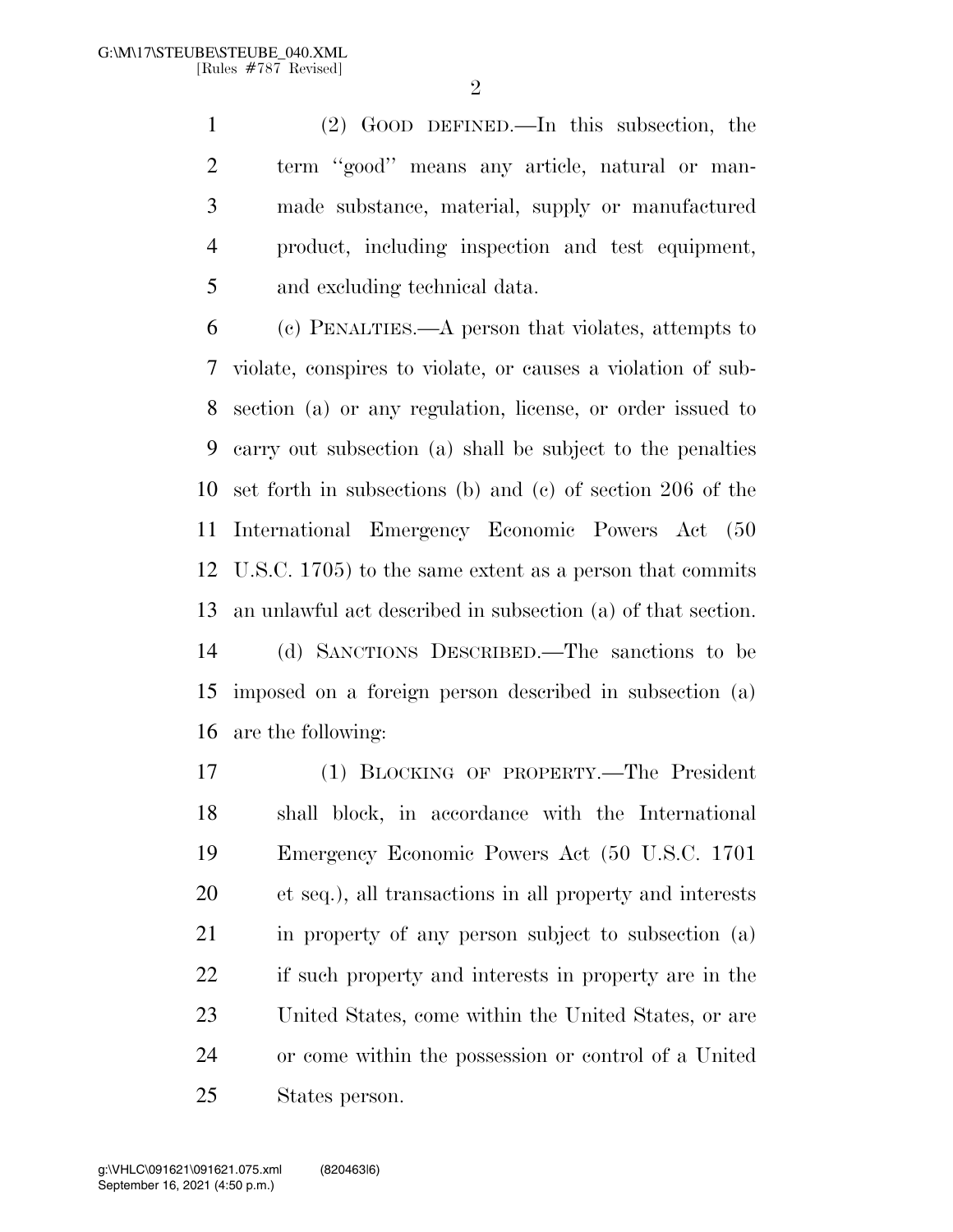(2) GOOD DEFINED.—In this subsection, the term ''good'' means any article, natural or man-made substance, material, supply or manufactured product, including inspection and test equipment, and excluding technical data.

(c) PENALTIES.—A person that violates, attempts to violate, conspires to violate, or causes a violation of subsection (a) or any regulation, license, or order issued to carry out subsection (a) shall be subject to the penalties set forth in subsections (b) and (c) of section 206 of the International Emergency Economic Powers Act (50 U.S.C. 1705) to the same extent as a person that commits an unlawful act described in subsection (a) of that section.

(d) SANCTIONS DESCRIBED.—The sanctions to be imposed on a foreign person described in subsection (a) are the following:

(1) BLOCKING OF PROPERTY.—The President shall block, in accordance with the International Emergency Economic Powers Act (50 U.S.C. 1701 et seq.), all transactions in all property and interests in property of any person subject to subsection (a) if such property and interests in property are in the United States, come within the United States, or are or come within the possession or control of a United States person.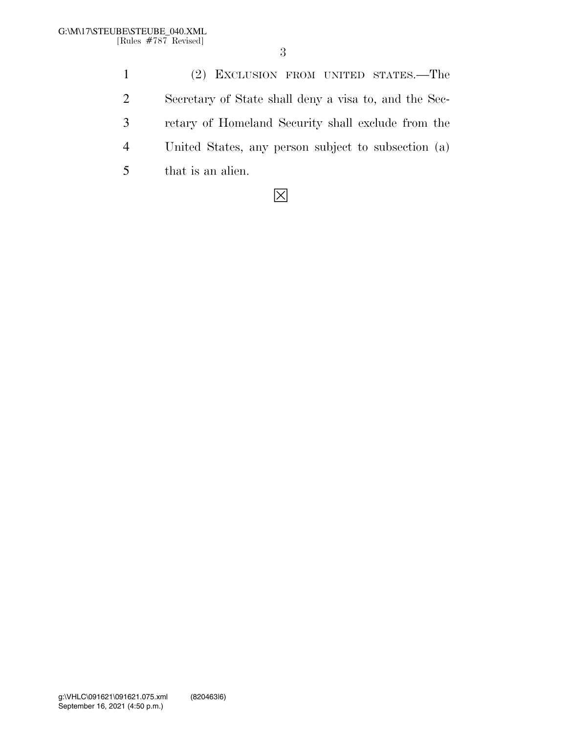(2) EXCLUSION FROM UNITED STATES.—The Secretary of State shall deny a visa to, and the Secretary of Homeland Security shall exclude from the United States, any person subject to subsection (a) that is an alien.